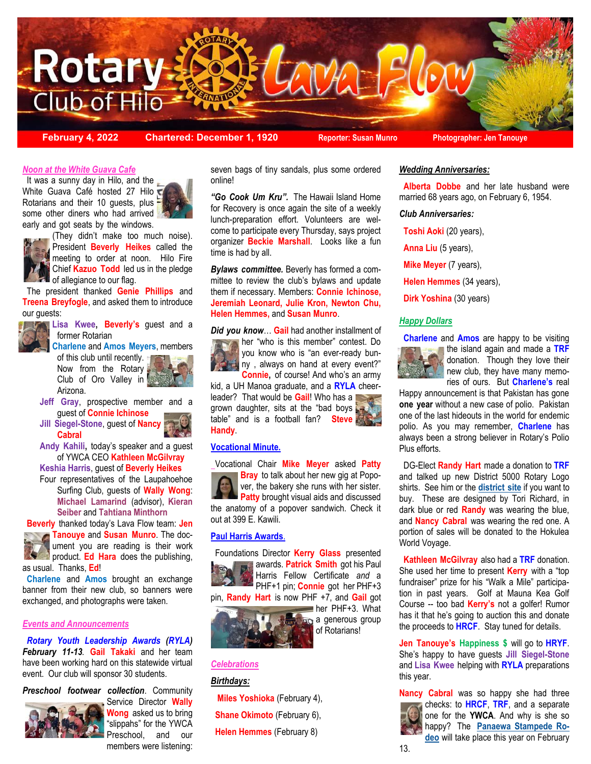# Rotary Club of Hilo Lava Flow

**February 4, 2022** | **Chartered: December 1, 1920** | **Reporter: Susan Munro** | **Photographer: Jen Tanouye**

## *Noon at the White Guava Cafe*

It was a sunny day in Hilo, and the White Guava Café hosted 27 Hilo Rotarians and their 10 guests, plus some other diners who had arrived early and got seats by the windows. (They didn't make too much noise). President **Beverly Heikes** called the meeting to order at noon. Hilo Fire Chief **Kazuo Todd** led us in the pledge of allegiance to our flag.

The president thanked **Genie Phillips** and **Treena Breyfogle**, and asked them to introduce our guests:

- **Lisa Kwee**, **Beverly's** guest and a former Rotarian
- **Charlene** and **Amos Meyers**, members of this club until recently. Now from the Rotary Club of Oro Valley in Arizona.
- **Jeff Gray**, prospective member and a guest of **Connie Ichinose**
- **Jill Siegel-Stone**, guest of **Nancy Cabral**
- **Andy Kahili,** today's speaker and a guest of YWCA CEO **Kathleen McGilvray**
- **Keshia Harris**, guest of **Beverly Heikes**
- Four representatives of the Laupahoehoe Surfing Club, guests of **Wally Wong**: **Michael Lamarind** (advisor), **Kieran Seiber** and **Tahtiana Minthorn**

**Beverly** thanked today's Lava Flow team: **Jen Tanouye** and **Susan Munro**. The document you are reading is their work product. **Ed Hara** does the publishing, as usual. Thanks, **Ed**!

**Charlene** and **Amos** brought an exchange banner from their new club, so banners were exchanged, and photographs were taken.

## *Events and Announcements*

***Rotary Youth Leadership Awards (RYLA) February 11-13***. **Gail Takaki** and her team have been working hard on this statewide virtual event. Our club will sponsor 30 students.

***Preschool footwear collection***. Community Service Director **Wally Wong** asked us to bring "slippahs" for the YWCA Preschool, and our members were listening: seven bags of tiny sandals, plus some ordered online!

***"Go Cook Um Kru".*** The Hawaii Island Home for Recovery is once again the site of a weekly lunch-preparation effort. Volunteers are welcome to participate every Thursday, says project organizer **Beckie Marshall**. Looks like a fun time is had by all.

***Bylaws committee.*** Beverly has formed a committee to review the club's bylaws and update them if necessary. Members: **Connie Ichinose, Jeremiah Leonard, Julie Kron, Newton Chu, Helen Hemmes,** and **Susan Munro**.

***Did you know***… **Gail** had another installment of her "who is this member" contest. Do you know who is "an ever-ready bunny , always on hand at every event?" **Connie,** of course! And who's an army kid, a UH Manoa graduate, and a **RYLA** cheerleader? That would be **Gail**! Who has a grown daughter, sits at the "bad boys table" and is a football fan? **Steve Handy**.

## Vocational Minute.

Vocational Chair **Mike Meyer** asked **Patty Bray** to talk about her new gig at Popover, the bakery she runs with her sister. **Patty** brought visual aids and discussed the anatomy of a popover sandwich. Check it out at 399 E. Kawili.

## Paul Harris Awards.

Foundations Director **Kerry Glass** presented awards. **Patrick Smith** got his Paul Harris Fellow Certificate *and* a PHF+1 pin; **Connie** got her PHF+3 pin, **Randy Hart** is now PHF +7, and **Gail** got her PHF+3. What a generous group of Rotarians!

## *Celebrations*

***Birthdays:***

- **Miles Yoshioka** (February 4),
- **Shane Okimoto** (February 6),
- **Helen Hemmes** (February 8)

***Wedding Anniversaries:***

**Alberta Dobbe** and her late husband were married 68 years ago, on February 6, 1954.

***Club Anniversaries:***

- **Toshi Aoki** (20 years),
- **Anna Liu** (5 years),
- **Mike Meyer** (7 years),
- **Helen Hemmes** (34 years),
- **Dirk Yoshina** (30 years)

## *Happy Dollars*

**Charlene** and **Amos** are happy to be visiting the island again and made a **TRF** donation. Though they love their new club, they have many memories of ours. But **Charlene's** real Happy announcement is that Pakistan has gone **one year** without a new case of polio. Pakistan one of the last hideouts in the world for endemic polio. As you may remember, **Charlene** has always been a strong believer in Rotary's Polio Plus efforts.

DG-Elect **Randy Hart** made a donation to **TRF** and talked up new District 5000 Rotary Logo shirts. See him or the **district site** if you want to buy. These are designed by Tori Richard, in dark blue or red **Randy** was wearing the blue, and **Nancy Cabral** was wearing the red one. A portion of sales will be donated to the Hokulea World Voyage.

**Kathleen McGilvray** also had a **TRF** donation. She used her time to present **Kerry** with a "top fundraiser" prize for his "Walk a Mile" participation in past years. Golf at Mauna Kea Golf Course -- too bad **Kerry's** not a golfer! Rumor has it that he's going to auction this and donate the proceeds to **HRCF**. Stay tuned for details.

**Jen Tanouye's Happiness $** will go to **HRYF**. She's happy to have guests **Jill Siegel-Stone** and **Lisa Kwee** helping with **RYLA** preparations this year.

**Nancy Cabral** was so happy she had three checks: to **HRCF**, **TRF**, and a separate one for the **YWCA**. And why is she so happy? The **Panaewa Stampede Rodeo** will take place this year on February 13.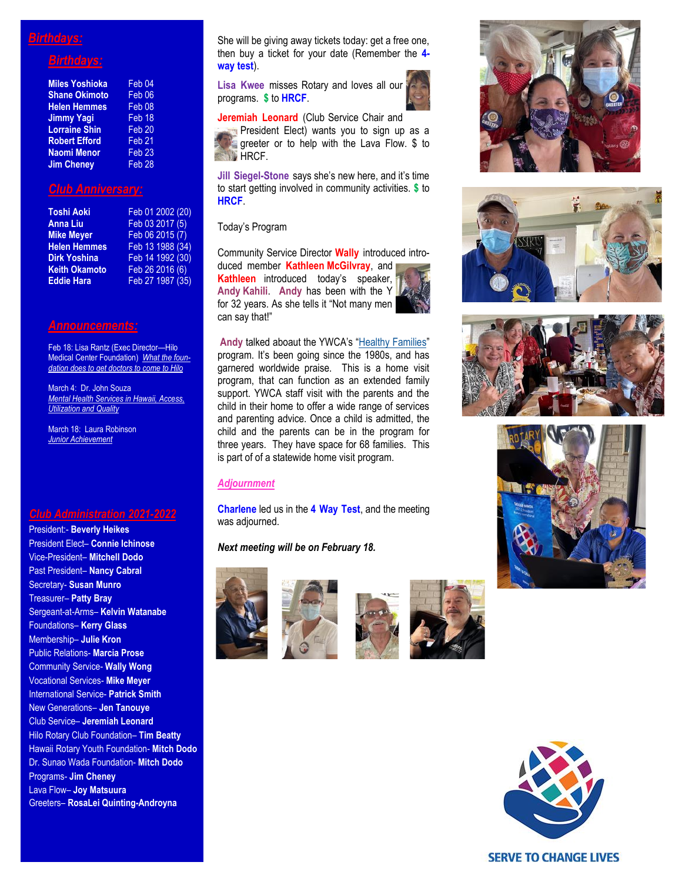## *Birthdays:*

### *Birthdays:*

| | |
|---|---|
| **Miles Yoshioka** | Feb 04 |
| **Shane Okimoto** | Feb 06 |
| **Helen Hemmes** | Feb 08 |
| **Jimmy Yagi** | Feb 18 |
| **Lorraine Shin** | Feb 20 |
| **Robert Efford** | Feb 21 |
| **Naomi Menor** | Feb 23 |
| **Jim Cheney** | Feb 28 |

### *Club Anniversary:*

| | |
|---|---|
| **Toshi Aoki** | Feb 01 2002 (20) |
| **Anna Liu** | Feb 03 2017 (5) |
| **Mike Meyer** | Feb 06 2015 (7) |
| **Helen Hemmes** | Feb 13 1988 (34) |
| **Dirk Yoshina** | Feb 14 1992 (30) |
| **Keith Okamoto** | Feb 26 2016 (6) |
| **Eddie Hara** | Feb 27 1987 (35) |

### *Announcements:*

Feb 18: Lisa Rantz (Exec Director—Hilo Medical Center Foundation) *What the foundation does to get doctors to come to Hilo*

March 4: Dr. John Souza *Mental Health Services in Hawaii, Access, Utilization and Quality*

March 18: Laura Robinson *Junior Achievement*

### *Club Administration 2021-2022*

President:- **Beverly Heikes**
President Elect– **Connie Ichinose**
Vice-President– **Mitchell Dodo**
Past President– **Nancy Cabral**
Secretary- **Susan Munro**
Treasurer– **Patty Bray**
Sergeant-at-Arms– **Kelvin Watanabe**
Foundations– **Kerry Glass**
Membership– **Julie Kron**
Public Relations- **Marcia Prose**
Community Service- **Wally Wong**
Vocational Services- **Mike Meyer**
International Service- **Patrick Smith**
New Generations– **Jen Tanouye**
Club Service– **Jeremiah Leonard**
Hilo Rotary Club Foundation– **Tim Beatty**
Hawaii Rotary Youth Foundation- **Mitch Dodo**
Dr. Sunao Wada Foundation- **Mitch Dodo**
Programs- **Jim Cheney**
Lava Flow– **Joy Matsuura**
Greeters– **RosaLei Quinting-Androyna**

She will be giving away tickets today: get a free one, then buy a ticket for your date (Remember the **4-way test**).

**Lisa Kwee** misses Rotary and loves all our programs. **$** to **HRCF**.

**Jeremiah Leonard** (Club Service Chair and President Elect) wants you to sign up as a greeter or to help with the Lava Flow. $ to HRCF.

**Jill Siegel-Stone** says she's new here, and it's time to start getting involved in community activities. **$** to **HRCF**.

Today's Program

Community Service Director **Wally** introduced introduced member **Kathleen McGilvray**, and **Kathleen** introduced today's speaker, **Andy Kahili**. **Andy** has been with the Y for 32 years. As she tells it "Not many men can say that!"

**Andy** talked abaout the YWCA's "Healthy Families" program. It's been going since the 1980s, and has garnered worldwide praise. This is a home visit program, that can function as an extended family support. YWCA staff visit with the parents and the child in their home to offer a wide range of services and parenting advice. Once a child is admitted, the child and the parents can be in the program for three years. They have space for 68 families. This is part of of a statewide home visit program.

### *Adjournment*

**Charlene** led us in the **4 Way Test**, and the meeting was adjourned.

***Next meeting will be on February 18.***

SERVE TO CHANGE LIVES